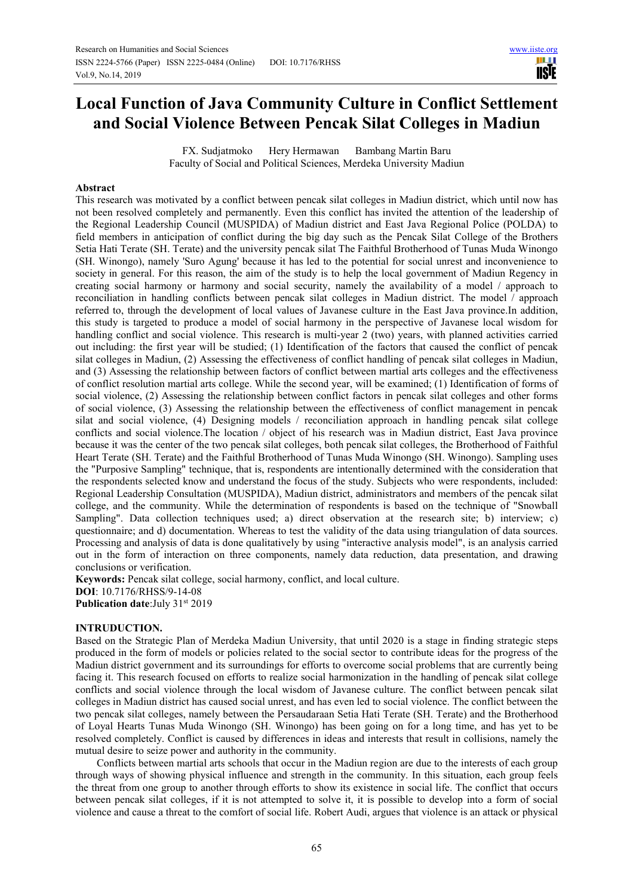# Local Function of Java Community Culture in Conflict Settlement and Social Violence Between Pencak Silat Colleges in Madiun

FX. Sudjatmoko  Hery Hermawan  Bambang Martin Baru

Faculty of Social and Political Sciences, Merdeka University Madiun

## Abstract

This research was motivated by a conflict between pencak silat colleges in Madiun district, which until now has not been resolved completely and permanently. Even this conflict has invited the attention of the leadership of the Regional Leadership Council (MUSPIDA) of Madiun district and East Java Regional Police (POLDA) to field members in anticipation of conflict during the big day such as the Pencak Silat College of the Brothers Setia Hati Terate (SH. Terate) and the university pencak silat The Faithful Brotherhood of Tunas Muda Winongo (SH. Winongo), namely 'Suro Agung' because it has led to the potential for social unrest and inconvenience to society in general. For this reason, the aim of the study is to help the local government of Madiun Regency in creating social harmony or harmony and social security, namely the availability of a model / approach to reconciliation in handling conflicts between pencak silat colleges in Madiun district. The model / approach referred to, through the development of local values of Javanese culture in the East Java province.In addition, this study is targeted to produce a model of social harmony in the perspective of Javanese local wisdom for handling conflict and social violence. This research is multi-year 2 (two) years, with planned activities carried out including: the first year will be studied; (1) Identification of the factors that caused the conflict of pencak silat colleges in Madiun, (2) Assessing the effectiveness of conflict handling of pencak silat colleges in Madiun, and (3) Assessing the relationship between factors of conflict between martial arts colleges and the effectiveness of conflict resolution martial arts college. While the second year, will be examined; (1) Identification of forms of social violence, (2) Assessing the relationship between conflict factors in pencak silat colleges and other forms of social violence, (3) Assessing the relationship between the effectiveness of conflict management in pencak silat and social violence, (4) Designing models / reconciliation approach in handling pencak silat college conflicts and social violence.The location / object of his research was in Madiun district, East Java province because it was the center of the two pencak silat colleges, both pencak silat colleges, the Brotherhood of Faithful Heart Terate (SH. Terate) and the Faithful Brotherhood of Tunas Muda Winongo (SH. Winongo). Sampling uses the "Purposive Sampling" technique, that is, respondents are intentionally determined with the consideration that the respondents selected know and understand the focus of the study. Subjects who were respondents, included: Regional Leadership Consultation (MUSPIDA), Madiun district, administrators and members of the pencak silat college, and the community. While the determination of respondents is based on the technique of "Snowball Sampling". Data collection techniques used; a) direct observation at the research site; b) interview; c) questionnaire; and d) documentation. Whereas to test the validity of the data using triangulation of data sources. Processing and analysis of data is done qualitatively by using "interactive analysis model", is an analysis carried out in the form of interaction on three components, namely data reduction, data presentation, and drawing conclusions or verification.

**Keywords:** Pencak silat college, social harmony, conflict, and local culture.

**DOI**: 10.7176/RHSS/9-14-08

**Publication date**:July 31st 2019

## INTRUDUCTION.

Based on the Strategic Plan of Merdeka Madiun University, that until 2020 is a stage in finding strategic steps produced in the form of models or policies related to the social sector to contribute ideas for the progress of the Madiun district government and its surroundings for efforts to overcome social problems that are currently being facing it. This research focused on efforts to realize social harmonization in the handling of pencak silat college conflicts and social violence through the local wisdom of Javanese culture. The conflict between pencak silat colleges in Madiun district has caused social unrest, and has even led to social violence. The conflict between the two pencak silat colleges, namely between the Persaudaraan Setia Hati Terate (SH. Terate) and the Brotherhood of Loyal Hearts Tunas Muda Winongo (SH. Winongo) has been going on for a long time, and has yet to be resolved completely. Conflict is caused by differences in ideas and interests that result in collisions, namely the mutual desire to seize power and authority in the community.

Conflicts between martial arts schools that occur in the Madiun region are due to the interests of each group through ways of showing physical influence and strength in the community. In this situation, each group feels the threat from one group to another through efforts to show its existence in social life. The conflict that occurs between pencak silat colleges, if it is not attempted to solve it, it is possible to develop into a form of social violence and cause a threat to the comfort of social life. Robert Audi, argues that violence is an attack or physical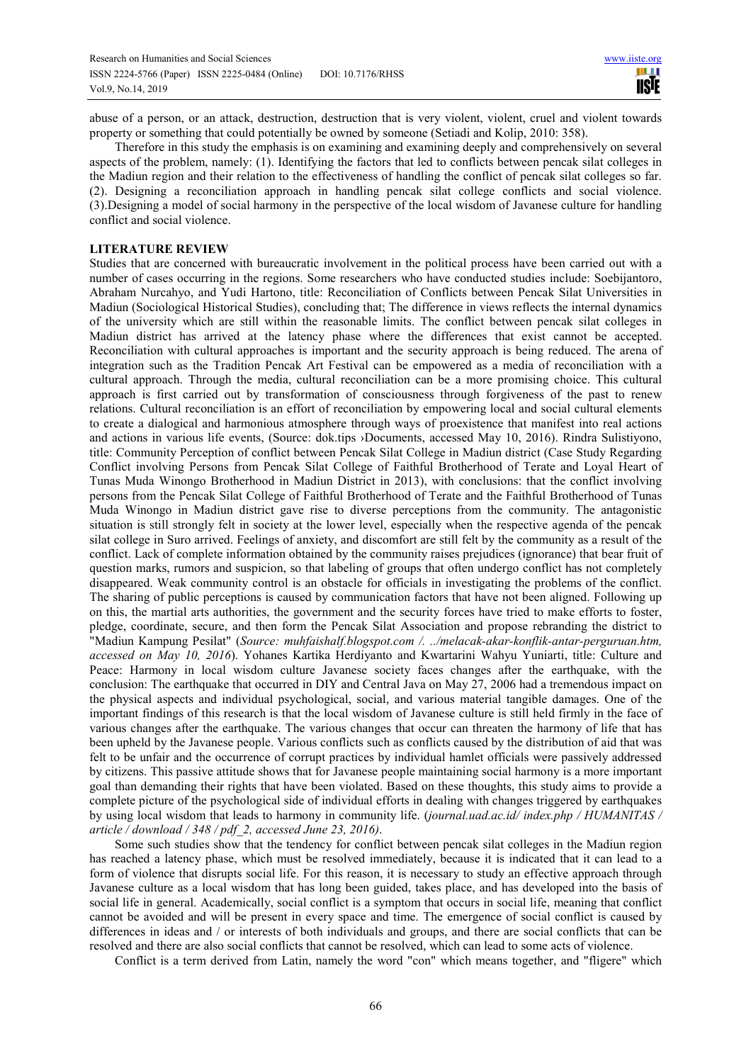abuse of a person, or an attack, destruction, destruction that is very violent, violent, cruel and violent towards property or something that could potentially be owned by someone (Setiadi and Kolip, 2010: 358).

Therefore in this study the emphasis is on examining and examining deeply and comprehensively on several aspects of the problem, namely: (1). Identifying the factors that led to conflicts between pencak silat colleges in the Madiun region and their relation to the effectiveness of handling the conflict of pencak silat colleges so far. (2). Designing a reconciliation approach in handling pencak silat college conflicts and social violence. (3).Designing a model of social harmony in the perspective of the local wisdom of Javanese culture for handling conflict and social violence.

## LITERATURE REVIEW

Studies that are concerned with bureaucratic involvement in the political process have been carried out with a number of cases occurring in the regions. Some researchers who have conducted studies include: Soebijantoro, Abraham Nurcahyo, and Yudi Hartono, title: Reconciliation of Conflicts between Pencak Silat Universities in Madiun (Sociological Historical Studies), concluding that; The difference in views reflects the internal dynamics of the university which are still within the reasonable limits. The conflict between pencak silat colleges in Madiun district has arrived at the latency phase where the differences that exist cannot be accepted. Reconciliation with cultural approaches is important and the security approach is being reduced. The arena of integration such as the Tradition Pencak Art Festival can be empowered as a media of reconciliation with a cultural approach. Through the media, cultural reconciliation can be a more promising choice. This cultural approach is first carried out by transformation of consciousness through forgiveness of the past to renew relations. Cultural reconciliation is an effort of reconciliation by empowering local and social cultural elements to create a dialogical and harmonious atmosphere through ways of proexistence that manifest into real actions and actions in various life events, (Source: dok.tips ›Documents, accessed May 10, 2016). Rindra Sulistiyono, title: Community Perception of conflict between Pencak Silat College in Madiun district (Case Study Regarding Conflict involving Persons from Pencak Silat College of Faithful Brotherhood of Terate and Loyal Heart of Tunas Muda Winongo Brotherhood in Madiun District in 2013), with conclusions: that the conflict involving persons from the Pencak Silat College of Faithful Brotherhood of Terate and the Faithful Brotherhood of Tunas Muda Winongo in Madiun district gave rise to diverse perceptions from the community. The antagonistic situation is still strongly felt in society at the lower level, especially when the respective agenda of the pencak silat college in Suro arrived. Feelings of anxiety, and discomfort are still felt by the community as a result of the conflict. Lack of complete information obtained by the community raises prejudices (ignorance) that bear fruit of question marks, rumors and suspicion, so that labeling of groups that often undergo conflict has not completely disappeared. Weak community control is an obstacle for officials in investigating the problems of the conflict. The sharing of public perceptions is caused by communication factors that have not been aligned. Following up on this, the martial arts authorities, the government and the security forces have tried to make efforts to foster, pledge, coordinate, secure, and then form the Pencak Silat Association and propose rebranding the district to "Madiun Kampung Pesilat" (*Source: muhfaishalf.blogspot.com /. ../melacak-akar-konflik-antar-perguruan.htm, accessed on May 10, 2016*). Yohanes Kartika Herdiyanto and Kwartarini Wahyu Yuniarti, title: Culture and Peace: Harmony in local wisdom culture Javanese society faces changes after the earthquake, with the conclusion: The earthquake that occurred in DIY and Central Java on May 27, 2006 had a tremendous impact on the physical aspects and individual psychological, social, and various material tangible damages. One of the important findings of this research is that the local wisdom of Javanese culture is still held firmly in the face of various changes after the earthquake. The various changes that occur can threaten the harmony of life that has been upheld by the Javanese people. Various conflicts such as conflicts caused by the distribution of aid that was felt to be unfair and the occurrence of corrupt practices by individual hamlet officials were passively addressed by citizens. This passive attitude shows that for Javanese people maintaining social harmony is a more important goal than demanding their rights that have been violated. Based on these thoughts, this study aims to provide a complete picture of the psychological side of individual efforts in dealing with changes triggered by earthquakes by using local wisdom that leads to harmony in community life. (*journal.uad.ac.id/ index.php / HUMANITAS / article / download / 348 / pdf_2, accessed June 23, 2016)*.

Some such studies show that the tendency for conflict between pencak silat colleges in the Madiun region has reached a latency phase, which must be resolved immediately, because it is indicated that it can lead to a form of violence that disrupts social life. For this reason, it is necessary to study an effective approach through Javanese culture as a local wisdom that has long been guided, takes place, and has developed into the basis of social life in general. Academically, social conflict is a symptom that occurs in social life, meaning that conflict cannot be avoided and will be present in every space and time. The emergence of social conflict is caused by differences in ideas and / or interests of both individuals and groups, and there are social conflicts that can be resolved and there are also social conflicts that cannot be resolved, which can lead to some acts of violence.

Conflict is a term derived from Latin, namely the word "con" which means together, and "fligere" which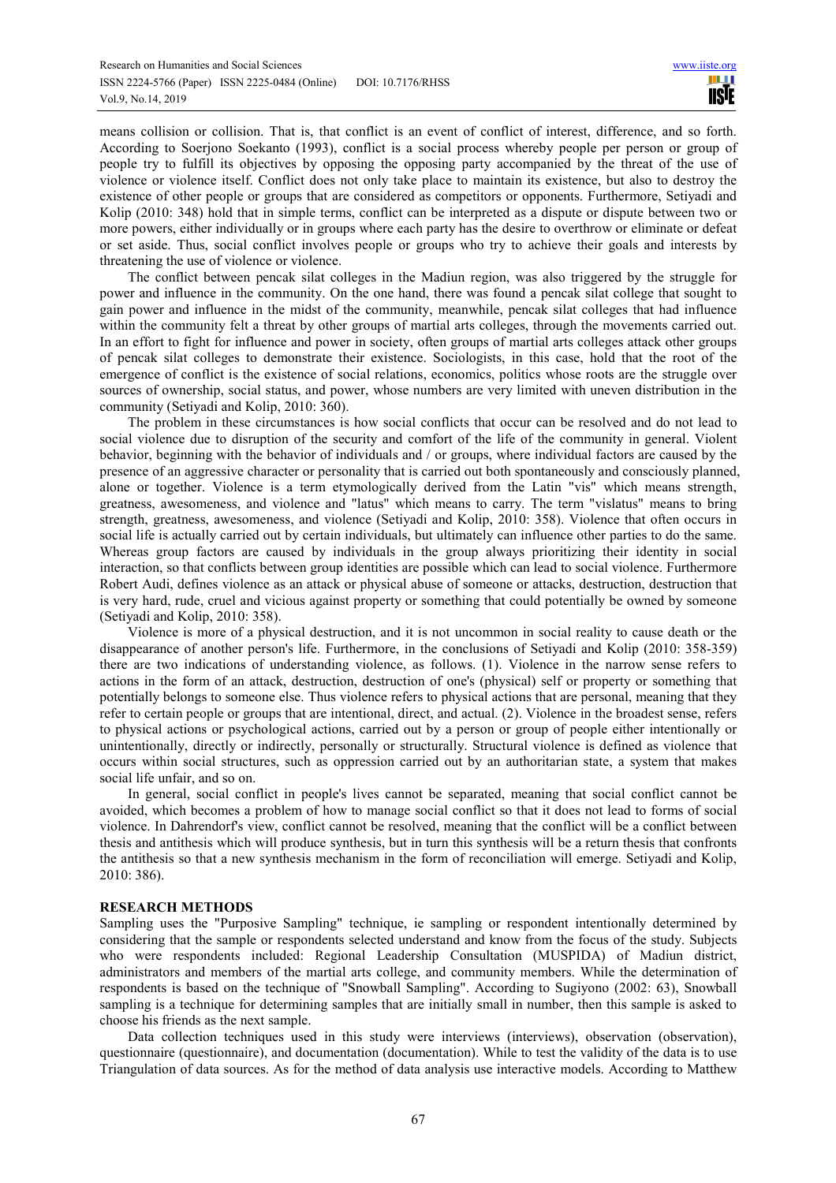means collision or collision. That is, that conflict is an event of conflict of interest, difference, and so forth. According to Soerjono Soekanto (1993), conflict is a social process whereby people per person or group of people try to fulfill its objectives by opposing the opposing party accompanied by the threat of the use of violence or violence itself. Conflict does not only take place to maintain its existence, but also to destroy the existence of other people or groups that are considered as competitors or opponents. Furthermore, Setiyadi and Kolip (2010: 348) hold that in simple terms, conflict can be interpreted as a dispute or dispute between two or more powers, either individually or in groups where each party has the desire to overthrow or eliminate or defeat or set aside. Thus, social conflict involves people or groups who try to achieve their goals and interests by threatening the use of violence or violence.

The conflict between pencak silat colleges in the Madiun region, was also triggered by the struggle for power and influence in the community. On the one hand, there was found a pencak silat college that sought to gain power and influence in the midst of the community, meanwhile, pencak silat colleges that had influence within the community felt a threat by other groups of martial arts colleges, through the movements carried out. In an effort to fight for influence and power in society, often groups of martial arts colleges attack other groups of pencak silat colleges to demonstrate their existence. Sociologists, in this case, hold that the root of the emergence of conflict is the existence of social relations, economics, politics whose roots are the struggle over sources of ownership, social status, and power, whose numbers are very limited with uneven distribution in the community (Setiyadi and Kolip, 2010: 360).

The problem in these circumstances is how social conflicts that occur can be resolved and do not lead to social violence due to disruption of the security and comfort of the life of the community in general. Violent behavior, beginning with the behavior of individuals and / or groups, where individual factors are caused by the presence of an aggressive character or personality that is carried out both spontaneously and consciously planned, alone or together. Violence is a term etymologically derived from the Latin "vis" which means strength, greatness, awesomeness, and violence and "latus" which means to carry. The term "vislatus" means to bring strength, greatness, awesomeness, and violence (Setiyadi and Kolip, 2010: 358). Violence that often occurs in social life is actually carried out by certain individuals, but ultimately can influence other parties to do the same. Whereas group factors are caused by individuals in the group always prioritizing their identity in social interaction, so that conflicts between group identities are possible which can lead to social violence. Furthermore Robert Audi, defines violence as an attack or physical abuse of someone or attacks, destruction, destruction that is very hard, rude, cruel and vicious against property or something that could potentially be owned by someone (Setiyadi and Kolip, 2010: 358).

Violence is more of a physical destruction, and it is not uncommon in social reality to cause death or the disappearance of another person's life. Furthermore, in the conclusions of Setiyadi and Kolip (2010: 358-359) there are two indications of understanding violence, as follows. (1). Violence in the narrow sense refers to actions in the form of an attack, destruction, destruction of one's (physical) self or property or something that potentially belongs to someone else. Thus violence refers to physical actions that are personal, meaning that they refer to certain people or groups that are intentional, direct, and actual. (2). Violence in the broadest sense, refers to physical actions or psychological actions, carried out by a person or group of people either intentionally or unintentionally, directly or indirectly, personally or structurally. Structural violence is defined as violence that occurs within social structures, such as oppression carried out by an authoritarian state, a system that makes social life unfair, and so on.

In general, social conflict in people's lives cannot be separated, meaning that social conflict cannot be avoided, which becomes a problem of how to manage social conflict so that it does not lead to forms of social violence. In Dahrendorf's view, conflict cannot be resolved, meaning that the conflict will be a conflict between thesis and antithesis which will produce synthesis, but in turn this synthesis will be a return thesis that confronts the antithesis so that a new synthesis mechanism in the form of reconciliation will emerge. Setiyadi and Kolip, 2010: 386).

## RESEARCH METHODS

Sampling uses the "Purposive Sampling" technique, ie sampling or respondent intentionally determined by considering that the sample or respondents selected understand and know from the focus of the study. Subjects who were respondents included: Regional Leadership Consultation (MUSPIDA) of Madiun district, administrators and members of the martial arts college, and community members. While the determination of respondents is based on the technique of "Snowball Sampling". According to Sugiyono (2002: 63), Snowball sampling is a technique for determining samples that are initially small in number, then this sample is asked to choose his friends as the next sample.

Data collection techniques used in this study were interviews (interviews), observation (observation), questionnaire (questionnaire), and documentation (documentation). While to test the validity of the data is to use Triangulation of data sources. As for the method of data analysis use interactive models. According to Matthew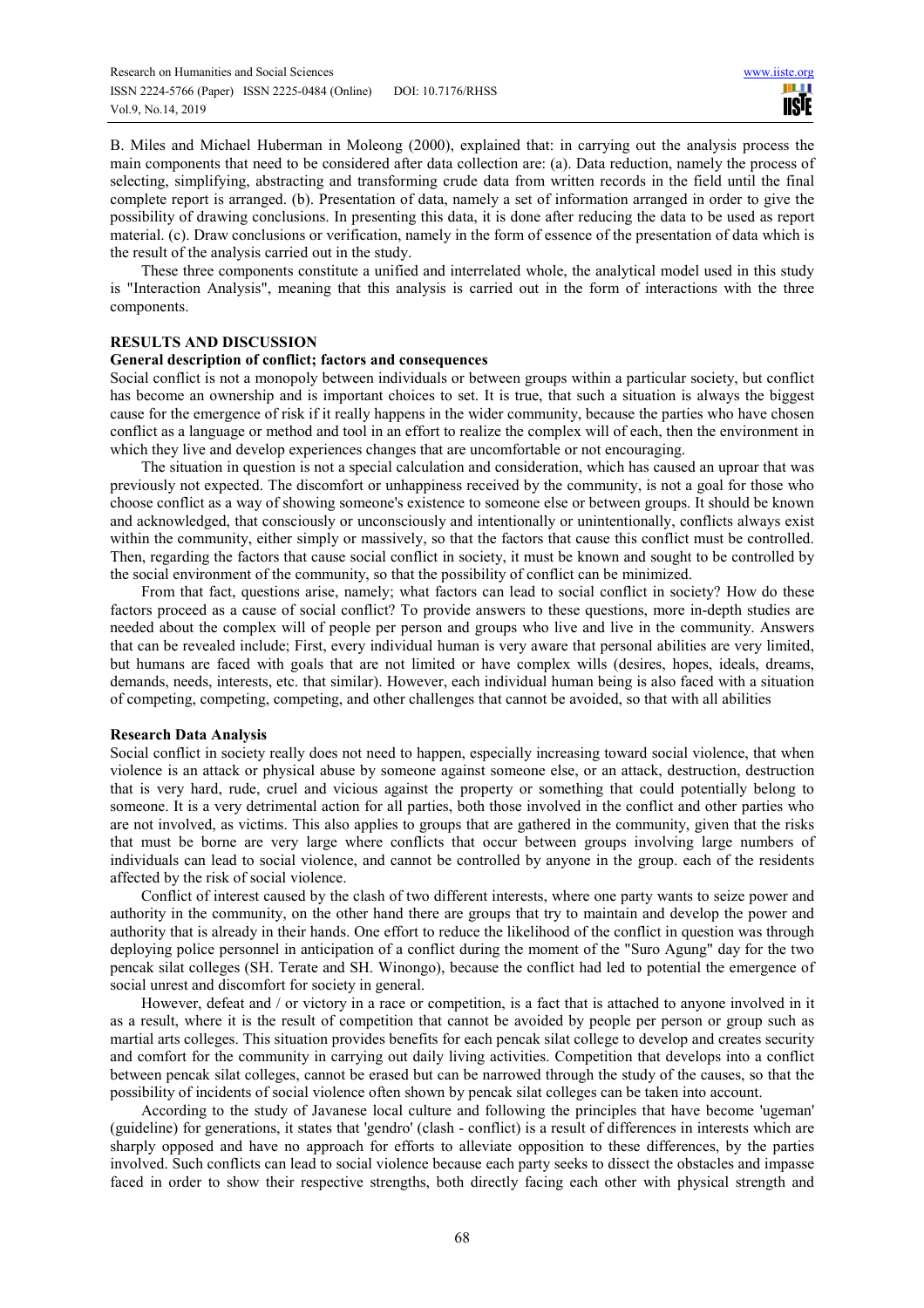B. Miles and Michael Huberman in Moleong (2000), explained that: in carrying out the analysis process the main components that need to be considered after data collection are: (a). Data reduction, namely the process of selecting, simplifying, abstracting and transforming crude data from written records in the field until the final complete report is arranged. (b). Presentation of data, namely a set of information arranged in order to give the possibility of drawing conclusions. In presenting this data, it is done after reducing the data to be used as report material. (c). Draw conclusions or verification, namely in the form of essence of the presentation of data which is the result of the analysis carried out in the study.

These three components constitute a unified and interrelated whole, the analytical model used in this study is "Interaction Analysis", meaning that this analysis is carried out in the form of interactions with the three components.

## RESULTS AND DISCUSSION

### General description of conflict; factors and consequences

Social conflict is not a monopoly between individuals or between groups within a particular society, but conflict has become an ownership and is important choices to set. It is true, that such a situation is always the biggest cause for the emergence of risk if it really happens in the wider community, because the parties who have chosen conflict as a language or method and tool in an effort to realize the complex will of each, then the environment in which they live and develop experiences changes that are uncomfortable or not encouraging.

The situation in question is not a special calculation and consideration, which has caused an uproar that was previously not expected. The discomfort or unhappiness received by the community, is not a goal for those who choose conflict as a way of showing someone's existence to someone else or between groups. It should be known and acknowledged, that consciously or unconsciously and intentionally or unintentionally, conflicts always exist within the community, either simply or massively, so that the factors that cause this conflict must be controlled. Then, regarding the factors that cause social conflict in society, it must be known and sought to be controlled by the social environment of the community, so that the possibility of conflict can be minimized.

From that fact, questions arise, namely; what factors can lead to social conflict in society? How do these factors proceed as a cause of social conflict? To provide answers to these questions, more in-depth studies are needed about the complex will of people per person and groups who live and live in the community. Answers that can be revealed include; First, every individual human is very aware that personal abilities are very limited, but humans are faced with goals that are not limited or have complex wills (desires, hopes, ideals, dreams, demands, needs, interests, etc. that similar). However, each individual human being is also faced with a situation of competing, competing, competing, and other challenges that cannot be avoided, so that with all abilities

### Research Data Analysis

Social conflict in society really does not need to happen, especially increasing toward social violence, that when violence is an attack or physical abuse by someone against someone else, or an attack, destruction, destruction that is very hard, rude, cruel and vicious against the property or something that could potentially belong to someone. It is a very detrimental action for all parties, both those involved in the conflict and other parties who are not involved, as victims. This also applies to groups that are gathered in the community, given that the risks that must be borne are very large where conflicts that occur between groups involving large numbers of individuals can lead to social violence, and cannot be controlled by anyone in the group. each of the residents affected by the risk of social violence.

Conflict of interest caused by the clash of two different interests, where one party wants to seize power and authority in the community, on the other hand there are groups that try to maintain and develop the power and authority that is already in their hands. One effort to reduce the likelihood of the conflict in question was through deploying police personnel in anticipation of a conflict during the moment of the "Suro Agung" day for the two pencak silat colleges (SH. Terate and SH. Winongo), because the conflict had led to potential the emergence of social unrest and discomfort for society in general.

However, defeat and / or victory in a race or competition, is a fact that is attached to anyone involved in it as a result, where it is the result of competition that cannot be avoided by people per person or group such as martial arts colleges. This situation provides benefits for each pencak silat college to develop and creates security and comfort for the community in carrying out daily living activities. Competition that develops into a conflict between pencak silat colleges, cannot be erased but can be narrowed through the study of the causes, so that the possibility of incidents of social violence often shown by pencak silat colleges can be taken into account.

According to the study of Javanese local culture and following the principles that have become 'ugeman' (guideline) for generations, it states that 'gendro' (clash - conflict) is a result of differences in interests which are sharply opposed and have no approach for efforts to alleviate opposition to these differences, by the parties involved. Such conflicts can lead to social violence because each party seeks to dissect the obstacles and impasse faced in order to show their respective strengths, both directly facing each other with physical strength and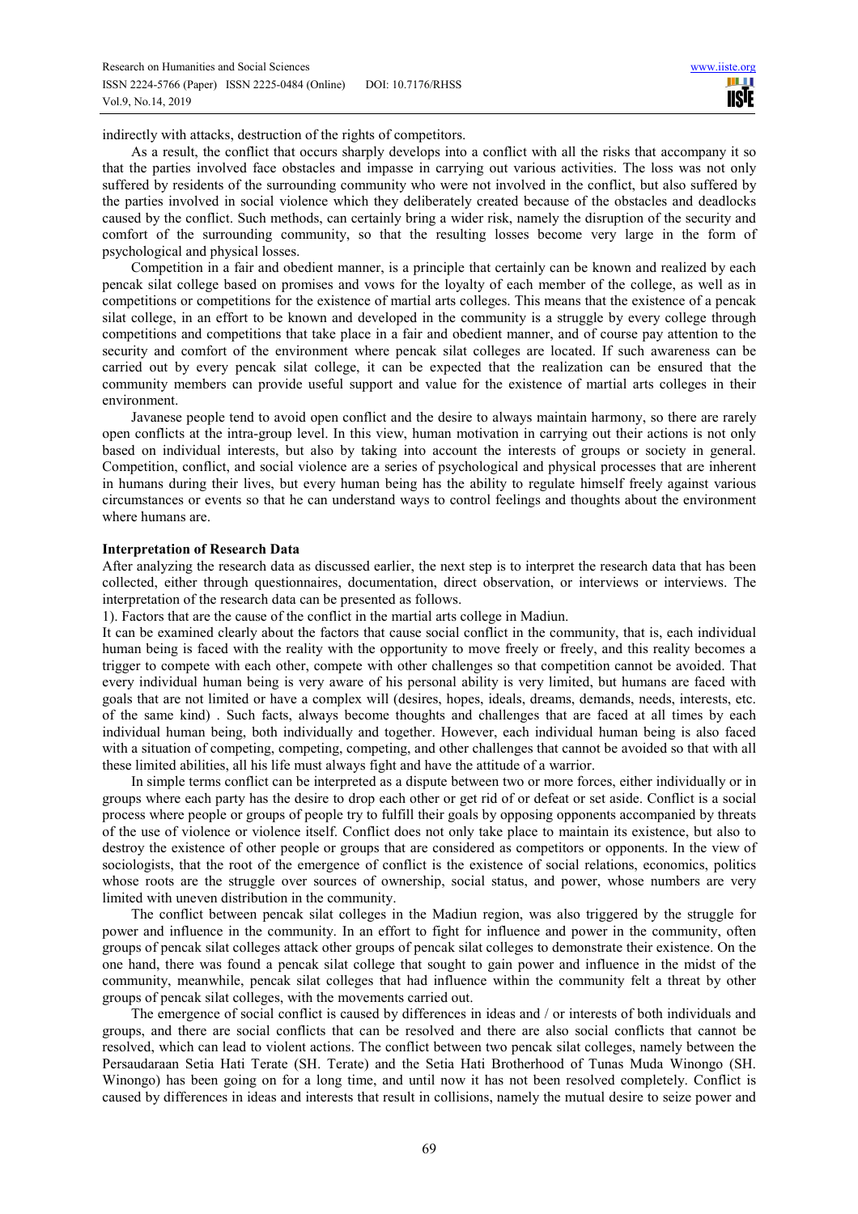indirectly with attacks, destruction of the rights of competitors.

As a result, the conflict that occurs sharply develops into a conflict with all the risks that accompany it so that the parties involved face obstacles and impasse in carrying out various activities. The loss was not only suffered by residents of the surrounding community who were not involved in the conflict, but also suffered by the parties involved in social violence which they deliberately created because of the obstacles and deadlocks caused by the conflict. Such methods, can certainly bring a wider risk, namely the disruption of the security and comfort of the surrounding community, so that the resulting losses become very large in the form of psychological and physical losses.

Competition in a fair and obedient manner, is a principle that certainly can be known and realized by each pencak silat college based on promises and vows for the loyalty of each member of the college, as well as in competitions or competitions for the existence of martial arts colleges. This means that the existence of a pencak silat college, in an effort to be known and developed in the community is a struggle by every college through competitions and competitions that take place in a fair and obedient manner, and of course pay attention to the security and comfort of the environment where pencak silat colleges are located. If such awareness can be carried out by every pencak silat college, it can be expected that the realization can be ensured that the community members can provide useful support and value for the existence of martial arts colleges in their environment.

Javanese people tend to avoid open conflict and the desire to always maintain harmony, so there are rarely open conflicts at the intra-group level. In this view, human motivation in carrying out their actions is not only based on individual interests, but also by taking into account the interests of groups or society in general. Competition, conflict, and social violence are a series of psychological and physical processes that are inherent in humans during their lives, but every human being has the ability to regulate himself freely against various circumstances or events so that he can understand ways to control feelings and thoughts about the environment where humans are.

**Interpretation of Research Data**

After analyzing the research data as discussed earlier, the next step is to interpret the research data that has been collected, either through questionnaires, documentation, direct observation, or interviews or interviews. The interpretation of the research data can be presented as follows.

1). Factors that are the cause of the conflict in the martial arts college in Madiun.

It can be examined clearly about the factors that cause social conflict in the community, that is, each individual human being is faced with the reality with the opportunity to move freely or freely, and this reality becomes a trigger to compete with each other, compete with other challenges so that competition cannot be avoided. That every individual human being is very aware of his personal ability is very limited, but humans are faced with goals that are not limited or have a complex will (desires, hopes, ideals, dreams, demands, needs, interests, etc. of the same kind) . Such facts, always become thoughts and challenges that are faced at all times by each individual human being, both individually and together. However, each individual human being is also faced with a situation of competing, competing, competing, and other challenges that cannot be avoided so that with all these limited abilities, all his life must always fight and have the attitude of a warrior.

In simple terms conflict can be interpreted as a dispute between two or more forces, either individually or in groups where each party has the desire to drop each other or get rid of or defeat or set aside. Conflict is a social process where people or groups of people try to fulfill their goals by opposing opponents accompanied by threats of the use of violence or violence itself. Conflict does not only take place to maintain its existence, but also to destroy the existence of other people or groups that are considered as competitors or opponents. In the view of sociologists, that the root of the emergence of conflict is the existence of social relations, economics, politics whose roots are the struggle over sources of ownership, social status, and power, whose numbers are very limited with uneven distribution in the community.

The conflict between pencak silat colleges in the Madiun region, was also triggered by the struggle for power and influence in the community. In an effort to fight for influence and power in the community, often groups of pencak silat colleges attack other groups of pencak silat colleges to demonstrate their existence. On the one hand, there was found a pencak silat college that sought to gain power and influence in the midst of the community, meanwhile, pencak silat colleges that had influence within the community felt a threat by other groups of pencak silat colleges, with the movements carried out.

The emergence of social conflict is caused by differences in ideas and / or interests of both individuals and groups, and there are social conflicts that can be resolved and there are also social conflicts that cannot be resolved, which can lead to violent actions. The conflict between two pencak silat colleges, namely between the Persaudaraan Setia Hati Terate (SH. Terate) and the Setia Hati Brotherhood of Tunas Muda Winongo (SH. Winongo) has been going on for a long time, and until now it has not been resolved completely. Conflict is caused by differences in ideas and interests that result in collisions, namely the mutual desire to seize power and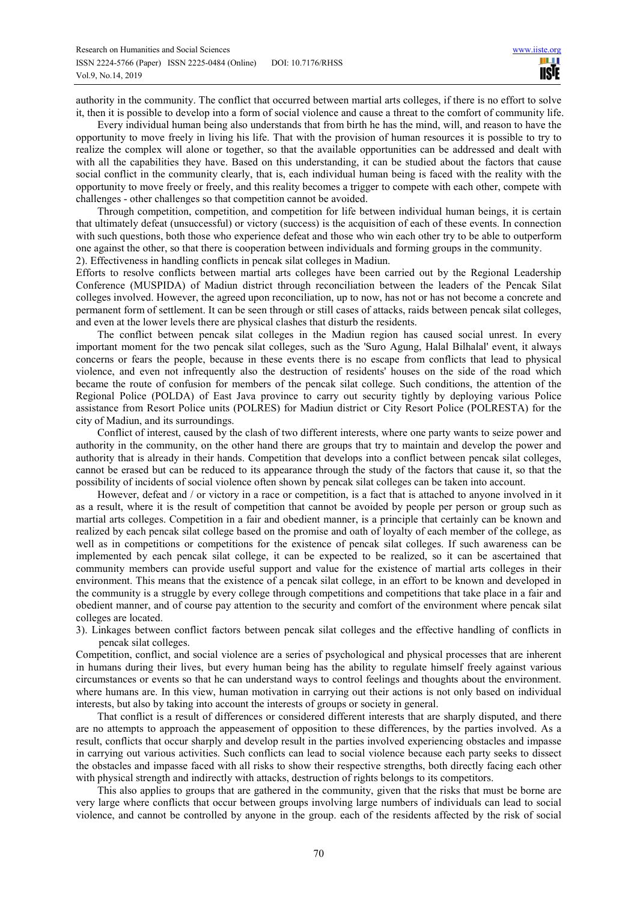authority in the community. The conflict that occurred between martial arts colleges, if there is no effort to solve it, then it is possible to develop into a form of social violence and cause a threat to the comfort of community life.

Every individual human being also understands that from birth he has the mind, will, and reason to have the opportunity to move freely in living his life. That with the provision of human resources it is possible to try to realize the complex will alone or together, so that the available opportunities can be addressed and dealt with with all the capabilities they have. Based on this understanding, it can be studied about the factors that cause social conflict in the community clearly, that is, each individual human being is faced with the reality with the opportunity to move freely or freely, and this reality becomes a trigger to compete with each other, compete with challenges - other challenges so that competition cannot be avoided.

Through competition, competition, and competition for life between individual human beings, it is certain that ultimately defeat (unsuccessful) or victory (success) is the acquisition of each of these events. In connection with such questions, both those who experience defeat and those who win each other try to be able to outperform one against the other, so that there is cooperation between individuals and forming groups in the community.

2). Effectiveness in handling conflicts in pencak silat colleges in Madiun.

Efforts to resolve conflicts between martial arts colleges have been carried out by the Regional Leadership Conference (MUSPIDA) of Madiun district through reconciliation between the leaders of the Pencak Silat colleges involved. However, the agreed upon reconciliation, up to now, has not or has not become a concrete and permanent form of settlement. It can be seen through or still cases of attacks, raids between pencak silat colleges, and even at the lower levels there are physical clashes that disturb the residents.

The conflict between pencak silat colleges in the Madiun region has caused social unrest. In every important moment for the two pencak silat colleges, such as the 'Suro Agung, Halal Bilhalal' event, it always concerns or fears the people, because in these events there is no escape from conflicts that lead to physical violence, and even not infrequently also the destruction of residents' houses on the side of the road which became the route of confusion for members of the pencak silat college. Such conditions, the attention of the Regional Police (POLDA) of East Java province to carry out security tightly by deploying various Police assistance from Resort Police units (POLRES) for Madiun district or City Resort Police (POLRESTA) for the city of Madiun, and its surroundings.

Conflict of interest, caused by the clash of two different interests, where one party wants to seize power and authority in the community, on the other hand there are groups that try to maintain and develop the power and authority that is already in their hands. Competition that develops into a conflict between pencak silat colleges, cannot be erased but can be reduced to its appearance through the study of the factors that cause it, so that the possibility of incidents of social violence often shown by pencak silat colleges can be taken into account.

However, defeat and / or victory in a race or competition, is a fact that is attached to anyone involved in it as a result, where it is the result of competition that cannot be avoided by people per person or group such as martial arts colleges. Competition in a fair and obedient manner, is a principle that certainly can be known and realized by each pencak silat college based on the promise and oath of loyalty of each member of the college, as well as in competitions or competitions for the existence of pencak silat colleges. If such awareness can be implemented by each pencak silat college, it can be expected to be realized, so it can be ascertained that community members can provide useful support and value for the existence of martial arts colleges in their environment. This means that the existence of a pencak silat college, in an effort to be known and developed in the community is a struggle by every college through competitions and competitions that take place in a fair and obedient manner, and of course pay attention to the security and comfort of the environment where pencak silat colleges are located.

3). Linkages between conflict factors between pencak silat colleges and the effective handling of conflicts in pencak silat colleges.

Competition, conflict, and social violence are a series of psychological and physical processes that are inherent in humans during their lives, but every human being has the ability to regulate himself freely against various circumstances or events so that he can understand ways to control feelings and thoughts about the environment. where humans are. In this view, human motivation in carrying out their actions is not only based on individual interests, but also by taking into account the interests of groups or society in general.

That conflict is a result of differences or considered different interests that are sharply disputed, and there are no attempts to approach the appeasement of opposition to these differences, by the parties involved. As a result, conflicts that occur sharply and develop result in the parties involved experiencing obstacles and impasse in carrying out various activities. Such conflicts can lead to social violence because each party seeks to dissect the obstacles and impasse faced with all risks to show their respective strengths, both directly facing each other with physical strength and indirectly with attacks, destruction of rights belongs to its competitors.

This also applies to groups that are gathered in the community, given that the risks that must be borne are very large where conflicts that occur between groups involving large numbers of individuals can lead to social violence, and cannot be controlled by anyone in the group. each of the residents affected by the risk of social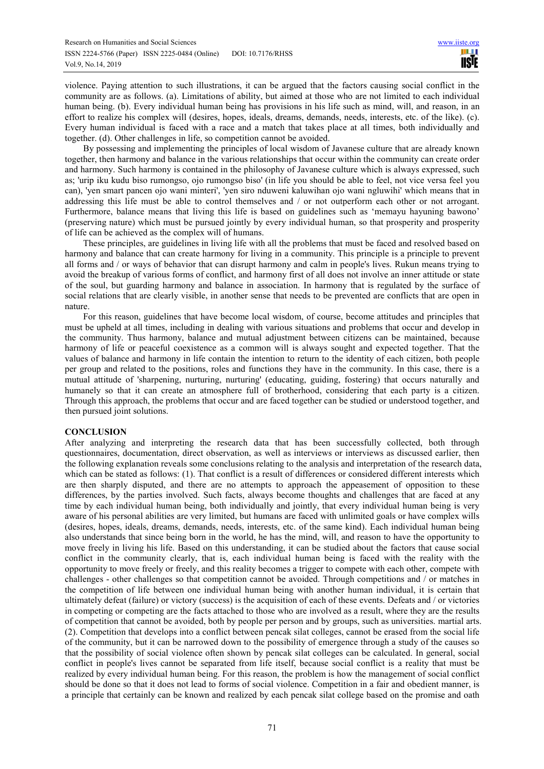violence. Paying attention to such illustrations, it can be argued that the factors causing social conflict in the community are as follows. (a). Limitations of ability, but aimed at those who are not limited to each individual human being. (b). Every individual human being has provisions in his life such as mind, will, and reason, in an effort to realize his complex will (desires, hopes, ideals, dreams, demands, needs, interests, etc. of the like). (c). Every human individual is faced with a race and a match that takes place at all times, both individually and together. (d). Other challenges in life, so competition cannot be avoided.

By possessing and implementing the principles of local wisdom of Javanese culture that are already known together, then harmony and balance in the various relationships that occur within the community can create order and harmony. Such harmony is contained in the philosophy of Javanese culture which is always expressed, such as; 'urip iku kudu biso rumongso, ojo rumongso biso' (in life you should be able to feel, not vice versa feel you can), 'yen smart pancen ojo wani minteri', 'yen siro nduweni kaluwihan ojo wani ngluwihi' which means that in addressing this life must be able to control themselves and / or not outperform each other or not arrogant. Furthermore, balance means that living this life is based on guidelines such as 'memayu hayuning bawono' (preserving nature) which must be pursued jointly by every individual human, so that prosperity and prosperity of life can be achieved as the complex will of humans.

These principles, are guidelines in living life with all the problems that must be faced and resolved based on harmony and balance that can create harmony for living in a community. This principle is a principle to prevent all forms and / or ways of behavior that can disrupt harmony and calm in people's lives. Rukun means trying to avoid the breakup of various forms of conflict, and harmony first of all does not involve an inner attitude or state of the soul, but guarding harmony and balance in association. In harmony that is regulated by the surface of social relations that are clearly visible, in another sense that needs to be prevented are conflicts that are open in nature.

For this reason, guidelines that have become local wisdom, of course, become attitudes and principles that must be upheld at all times, including in dealing with various situations and problems that occur and develop in the community. Thus harmony, balance and mutual adjustment between citizens can be maintained, because harmony of life or peaceful coexistence as a common will is always sought and expected together. That the values of balance and harmony in life contain the intention to return to the identity of each citizen, both people per group and related to the positions, roles and functions they have in the community. In this case, there is a mutual attitude of 'sharpening, nurturing, nurturing' (educating, guiding, fostering) that occurs naturally and humanely so that it can create an atmosphere full of brotherhood, considering that each party is a citizen. Through this approach, the problems that occur and are faced together can be studied or understood together, and then pursued joint solutions.

## CONCLUSION

After analyzing and interpreting the research data that has been successfully collected, both through questionnaires, documentation, direct observation, as well as interviews or interviews as discussed earlier, then the following explanation reveals some conclusions relating to the analysis and interpretation of the research data, which can be stated as follows: (1). That conflict is a result of differences or considered different interests which are then sharply disputed, and there are no attempts to approach the appeasement of opposition to these differences, by the parties involved. Such facts, always become thoughts and challenges that are faced at any time by each individual human being, both individually and jointly, that every individual human being is very aware of his personal abilities are very limited, but humans are faced with unlimited goals or have complex wills (desires, hopes, ideals, dreams, demands, needs, interests, etc. of the same kind). Each individual human being also understands that since being born in the world, he has the mind, will, and reason to have the opportunity to move freely in living his life. Based on this understanding, it can be studied about the factors that cause social conflict in the community clearly, that is, each individual human being is faced with the reality with the opportunity to move freely or freely, and this reality becomes a trigger to compete with each other, compete with challenges - other challenges so that competition cannot be avoided. Through competitions and / or matches in the competition of life between one individual human being with another human individual, it is certain that ultimately defeat (failure) or victory (success) is the acquisition of each of these events. Defeats and / or victories in competing or competing are the facts attached to those who are involved as a result, where they are the results of competition that cannot be avoided, both by people per person and by groups, such as universities. martial arts. (2). Competition that develops into a conflict between pencak silat colleges, cannot be erased from the social life of the community, but it can be narrowed down to the possibility of emergence through a study of the causes so that the possibility of social violence often shown by pencak silat colleges can be calculated. In general, social conflict in people's lives cannot be separated from life itself, because social conflict is a reality that must be realized by every individual human being. For this reason, the problem is how the management of social conflict should be done so that it does not lead to forms of social violence. Competition in a fair and obedient manner, is a principle that certainly can be known and realized by each pencak silat college based on the promise and oath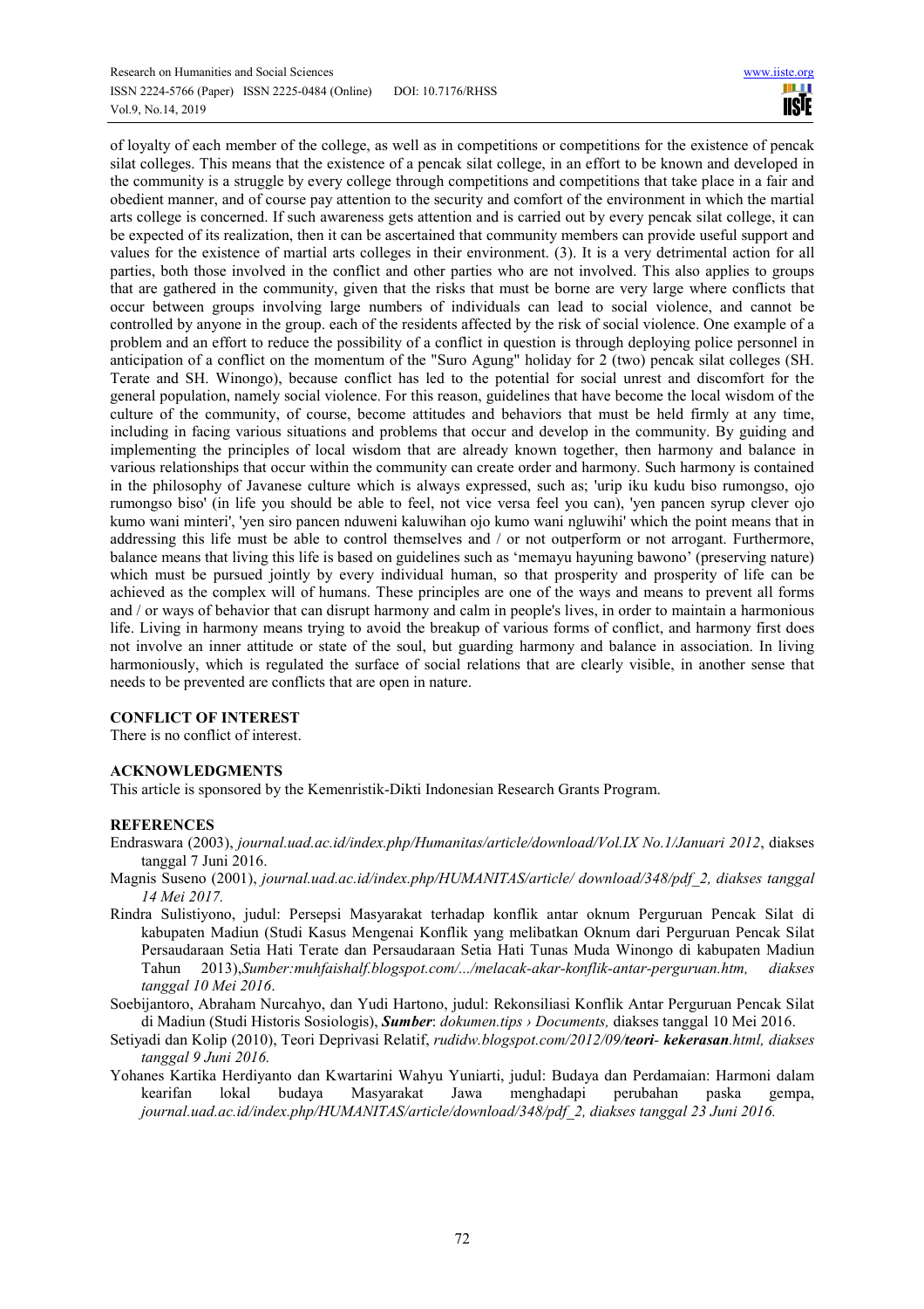of loyalty of each member of the college, as well as in competitions or competitions for the existence of pencak silat colleges. This means that the existence of a pencak silat college, in an effort to be known and developed in the community is a struggle by every college through competitions and competitions that take place in a fair and obedient manner, and of course pay attention to the security and comfort of the environment in which the martial arts college is concerned. If such awareness gets attention and is carried out by every pencak silat college, it can be expected of its realization, then it can be ascertained that community members can provide useful support and values for the existence of martial arts colleges in their environment. (3). It is a very detrimental action for all parties, both those involved in the conflict and other parties who are not involved. This also applies to groups that are gathered in the community, given that the risks that must be borne are very large where conflicts that occur between groups involving large numbers of individuals can lead to social violence, and cannot be controlled by anyone in the group. each of the residents affected by the risk of social violence. One example of a problem and an effort to reduce the possibility of a conflict in question is through deploying police personnel in anticipation of a conflict on the momentum of the "Suro Agung" holiday for 2 (two) pencak silat colleges (SH. Terate and SH. Winongo), because conflict has led to the potential for social unrest and discomfort for the general population, namely social violence. For this reason, guidelines that have become the local wisdom of the culture of the community, of course, become attitudes and behaviors that must be held firmly at any time, including in facing various situations and problems that occur and develop in the community. By guiding and implementing the principles of local wisdom that are already known together, then harmony and balance in various relationships that occur within the community can create order and harmony. Such harmony is contained in the philosophy of Javanese culture which is always expressed, such as; 'urip iku kudu biso rumongso, ojo rumongso biso' (in life you should be able to feel, not vice versa feel you can), 'yen pancen syrup clever ojo kumo wani minteri', 'yen siro pancen nduweni kaluwihan ojo kumo wani ngluwihi' which the point means that in addressing this life must be able to control themselves and / or not outperform or not arrogant. Furthermore, balance means that living this life is based on guidelines such as 'memayu hayuning bawono' (preserving nature) which must be pursued jointly by every individual human, so that prosperity and prosperity of life can be achieved as the complex will of humans. These principles are one of the ways and means to prevent all forms and / or ways of behavior that can disrupt harmony and calm in people's lives, in order to maintain a harmonious life. Living in harmony means trying to avoid the breakup of various forms of conflict, and harmony first does not involve an inner attitude or state of the soul, but guarding harmony and balance in association. In living harmoniously, which is regulated the surface of social relations that are clearly visible, in another sense that needs to be prevented are conflicts that are open in nature.

## CONFLICT OF INTEREST

There is no conflict of interest.

## ACKNOWLEDGMENTS

This article is sponsored by the Kemenristik-Dikti Indonesian Research Grants Program.

## REFERENCES

Endraswara (2003), *journal.uad.ac.id/index.php/Humanitas/article/download/Vol.IX No.1/Januari 2012*, diakses tanggal 7 Juni 2016.

Magnis Suseno (2001), *journal.uad.ac.id/index.php/HUMANITAS/article/ download/348/pdf_2, diakses tanggal 14 Mei 2017.*

Rindra Sulistiyono, judul: Persepsi Masyarakat terhadap konflik antar oknum Perguruan Pencak Silat di kabupaten Madiun (Studi Kasus Mengenai Konflik yang melibatkan Oknum dari Perguruan Pencak Silat Persaudaraan Setia Hati Terate dan Persaudaraan Setia Hati Tunas Muda Winongo di kabupaten Madiun Tahun 2013),*Sumber:muhfaishalf.blogspot.com/.../melacak-akar-konflik-antar-perguruan.htm, diakses tanggal 10 Mei 2016*.

Soebijantoro, Abraham Nurcahyo, dan Yudi Hartono, judul: Rekonsiliasi Konflik Antar Perguruan Pencak Silat di Madiun (Studi Historis Sosiologis), ***Sumber***: *dokumen.tips › Documents,* diakses tanggal 10 Mei 2016.

Setiyadi dan Kolip (2010), Teori Deprivasi Relatif, *rudidw.blogspot.com/2012/09/**teori**- **kekerasan**.html, diakses tanggal 9 Juni 2016.*

Yohanes Kartika Herdiyanto dan Kwartarini Wahyu Yuniarti, judul: Budaya dan Perdamaian: Harmoni dalam kearifan lokal budaya Masyarakat Jawa menghadapi perubahan paska gempa, *journal.uad.ac.id/index.php/HUMANITAS/article/download/348/pdf_2, diakses tanggal 23 Juni 2016.*